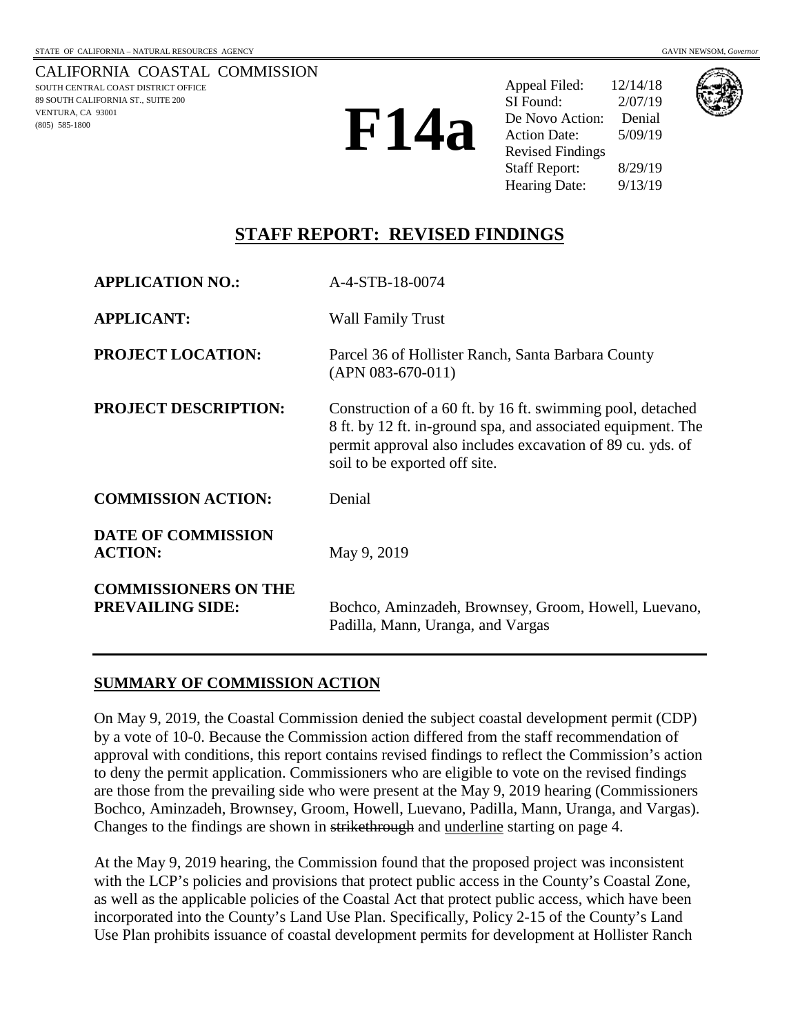STATE OF CALIFORNIA – NATURAL RESOURCES AGENCY GAVIN NEWSOM, *Governor*

CALIFORNIA COASTAL COMMISSION
SOUTH CENTRAL COAST DISTRICT OFFICE
89 SOUTH CALIFORNIA ST., SUITE 200
VENTURA, CA 93001
(805) 585-1800

# F14a

| | |
|---|---|
| Appeal Filed: | 12/14/18 |
| SI Found: | 2/07/19 |
| De Novo Action: | Denial |
| Action Date: | 5/09/19 |
| Revised Findings | |
| Staff Report: | 8/29/19 |
| Hearing Date: | 9/13/19 |

## STAFF REPORT: REVISED FINDINGS

**APPLICATION NO.:** A-4-STB-18-0074

**APPLICANT:** Wall Family Trust

**PROJECT LOCATION:** Parcel 36 of Hollister Ranch, Santa Barbara County (APN 083-670-011)

**PROJECT DESCRIPTION:** Construction of a 60 ft. by 16 ft. swimming pool, detached 8 ft. by 12 ft. in-ground spa, and associated equipment. The permit approval also includes excavation of 89 cu. yds. of soil to be exported off site.

**COMMISSION ACTION:** Denial

**DATE OF COMMISSION ACTION:** May 9, 2019

**COMMISSIONERS ON THE PREVAILING SIDE:** Bochco, Aminzadeh, Brownsey, Groom, Howell, Luevano, Padilla, Mann, Uranga, and Vargas

### SUMMARY OF COMMISSION ACTION

On May 9, 2019, the Coastal Commission denied the subject coastal development permit (CDP) by a vote of 10-0. Because the Commission action differed from the staff recommendation of approval with conditions, this report contains revised findings to reflect the Commission's action to deny the permit application. Commissioners who are eligible to vote on the revised findings are those from the prevailing side who were present at the May 9, 2019 hearing (Commissioners Bochco, Aminzadeh, Brownsey, Groom, Howell, Luevano, Padilla, Mann, Uranga, and Vargas). Changes to the findings are shown in ~~strikethrough~~ and <u>underline</u> starting on page 4.

At the May 9, 2019 hearing, the Commission found that the proposed project was inconsistent with the LCP's policies and provisions that protect public access in the County's Coastal Zone, as well as the applicable policies of the Coastal Act that protect public access, which have been incorporated into the County's Land Use Plan. Specifically, Policy 2-15 of the County's Land Use Plan prohibits issuance of coastal development permits for development at Hollister Ranch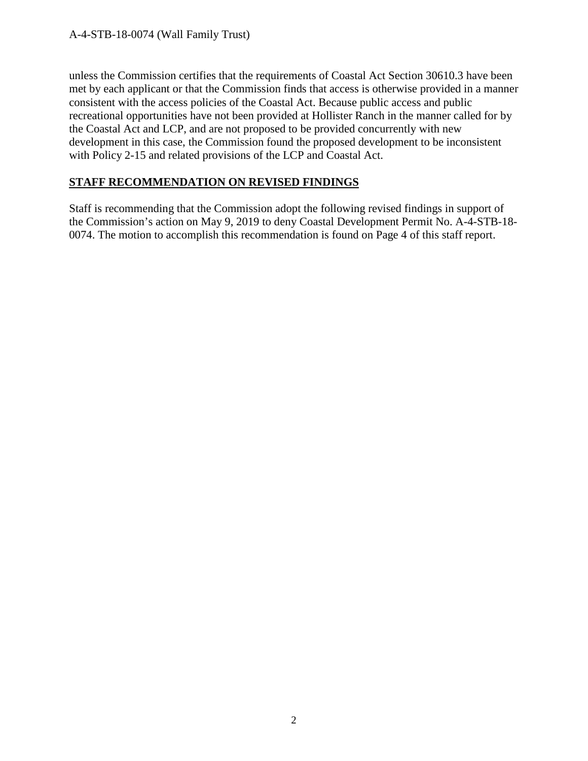unless the Commission certifies that the requirements of Coastal Act Section 30610.3 have been met by each applicant or that the Commission finds that access is otherwise provided in a manner consistent with the access policies of the Coastal Act. Because public access and public recreational opportunities have not been provided at Hollister Ranch in the manner called for by the Coastal Act and LCP, and are not proposed to be provided concurrently with new development in this case, the Commission found the proposed development to be inconsistent with Policy 2-15 and related provisions of the LCP and Coastal Act.

## STAFF RECOMMENDATION ON REVISED FINDINGS

Staff is recommending that the Commission adopt the following revised findings in support of the Commission's action on May 9, 2019 to deny Coastal Development Permit No. A-4-STB-18-0074. The motion to accomplish this recommendation is found on Page 4 of this staff report.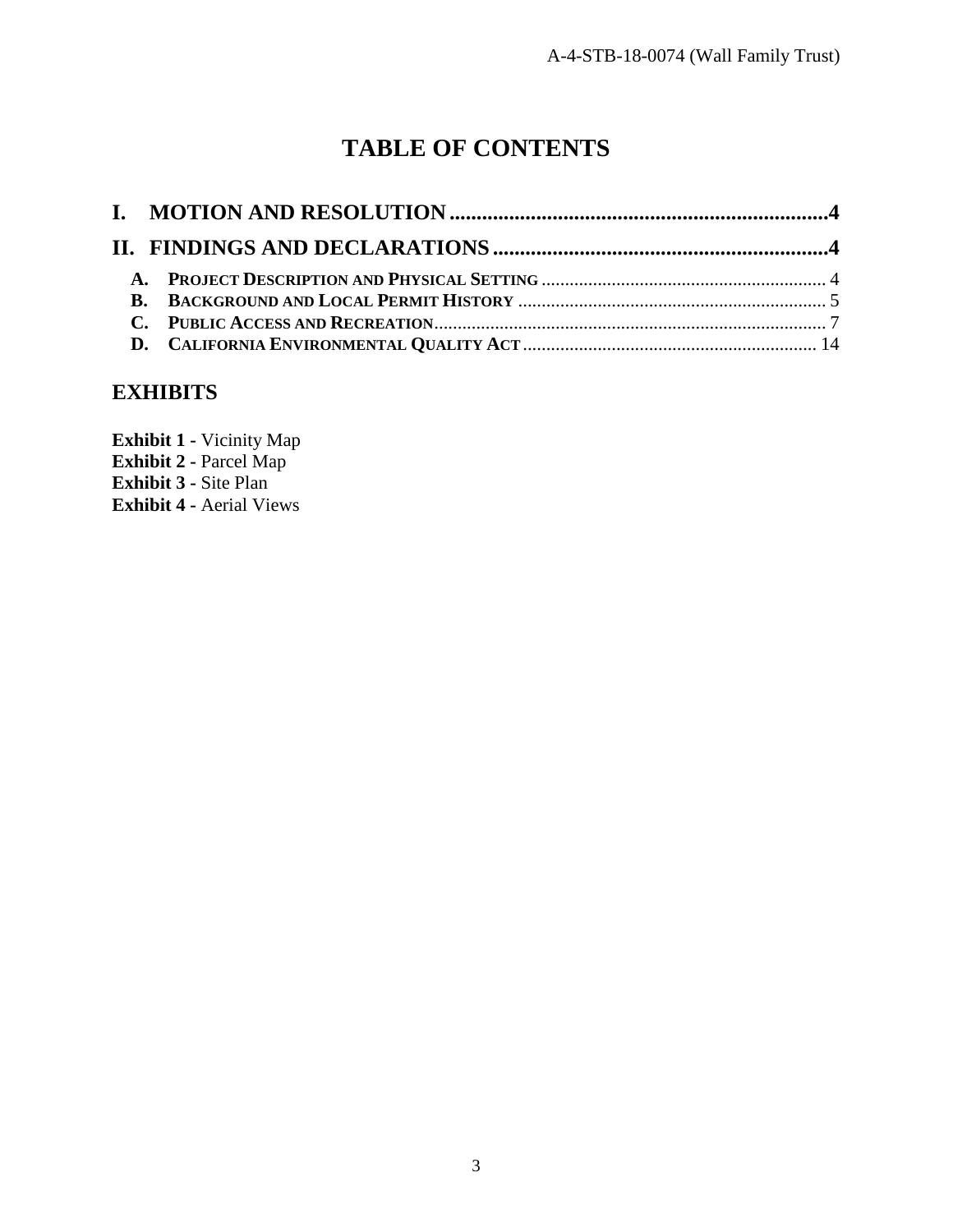# TABLE OF CONTENTS

**I. MOTION AND RESOLUTION ........................................................................4**

**II. FINDINGS AND DECLARATIONS ................................................................4**

- **A. PROJECT DESCRIPTION AND PHYSICAL SETTING** ............................................................ 4
- **B. BACKGROUND AND LOCAL PERMIT HISTORY** ................................................................. 5
- **C. PUBLIC ACCESS AND RECREATION**...................................................................................... 7
- **D. CALIFORNIA ENVIRONMENTAL QUALITY ACT**.............................................................. 14

## EXHIBITS

**Exhibit 1 -** Vicinity Map
**Exhibit 2 -** Parcel Map
**Exhibit 3 -** Site Plan
**Exhibit 4 -** Aerial Views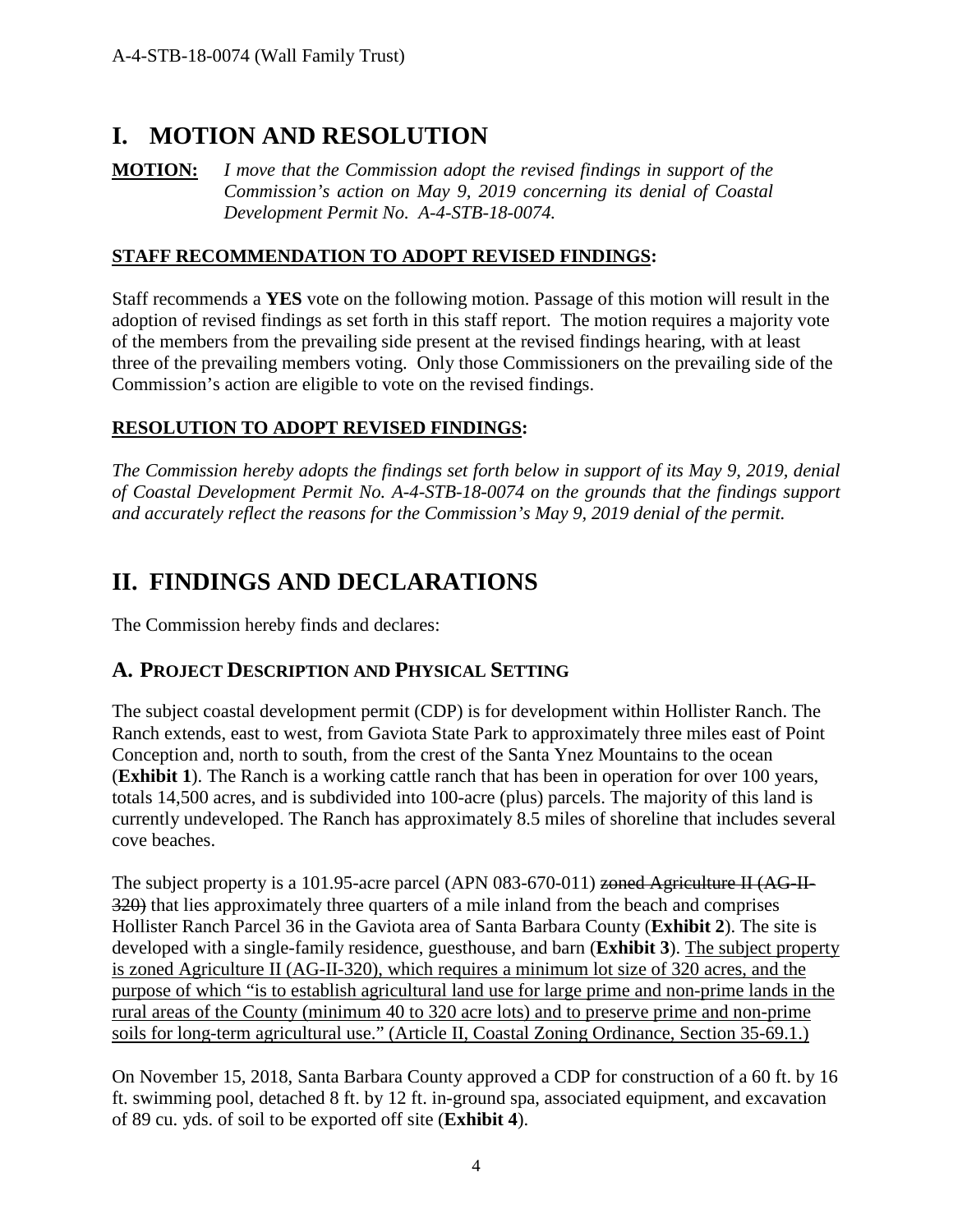# I. MOTION AND RESOLUTION

**MOTION:** *I move that the Commission adopt the revised findings in support of the Commission's action on May 9, 2019 concerning its denial of Coastal Development Permit No. A-4-STB-18-0074.*

## STAFF RECOMMENDATION TO ADOPT REVISED FINDINGS:

Staff recommends a **YES** vote on the following motion. Passage of this motion will result in the adoption of revised findings as set forth in this staff report. The motion requires a majority vote of the members from the prevailing side present at the revised findings hearing, with at least three of the prevailing members voting. Only those Commissioners on the prevailing side of the Commission's action are eligible to vote on the revised findings.

## RESOLUTION TO ADOPT REVISED FINDINGS:

*The Commission hereby adopts the findings set forth below in support of its May 9, 2019, denial of Coastal Development Permit No. A-4-STB-18-0074 on the grounds that the findings support and accurately reflect the reasons for the Commission's May 9, 2019 denial of the permit.*

# II. FINDINGS AND DECLARATIONS

The Commission hereby finds and declares:

## A. PROJECT DESCRIPTION AND PHYSICAL SETTING

The subject coastal development permit (CDP) is for development within Hollister Ranch. The Ranch extends, east to west, from Gaviota State Park to approximately three miles east of Point Conception and, north to south, from the crest of the Santa Ynez Mountains to the ocean (**Exhibit 1**). The Ranch is a working cattle ranch that has been in operation for over 100 years, totals 14,500 acres, and is subdivided into 100-acre (plus) parcels. The majority of this land is currently undeveloped. The Ranch has approximately 8.5 miles of shoreline that includes several cove beaches.

The subject property is a 101.95-acre parcel (APN 083-670-011) ~~zoned Agriculture II (AG-II-320)~~ that lies approximately three quarters of a mile inland from the beach and comprises Hollister Ranch Parcel 36 in the Gaviota area of Santa Barbara County (**Exhibit 2**). The site is developed with a single-family residence, guesthouse, and barn (**Exhibit 3**). <u>The subject property is zoned Agriculture II (AG-II-320), which requires a minimum lot size of 320 acres, and the purpose of which "is to establish agricultural land use for large prime and non-prime lands in the rural areas of the County (minimum 40 to 320 acre lots) and to preserve prime and non-prime soils for long-term agricultural use." (Article II, Coastal Zoning Ordinance, Section 35-69.1.)</u>

On November 15, 2018, Santa Barbara County approved a CDP for construction of a 60 ft. by 16 ft. swimming pool, detached 8 ft. by 12 ft. in-ground spa, associated equipment, and excavation of 89 cu. yds. of soil to be exported off site (**Exhibit 4**).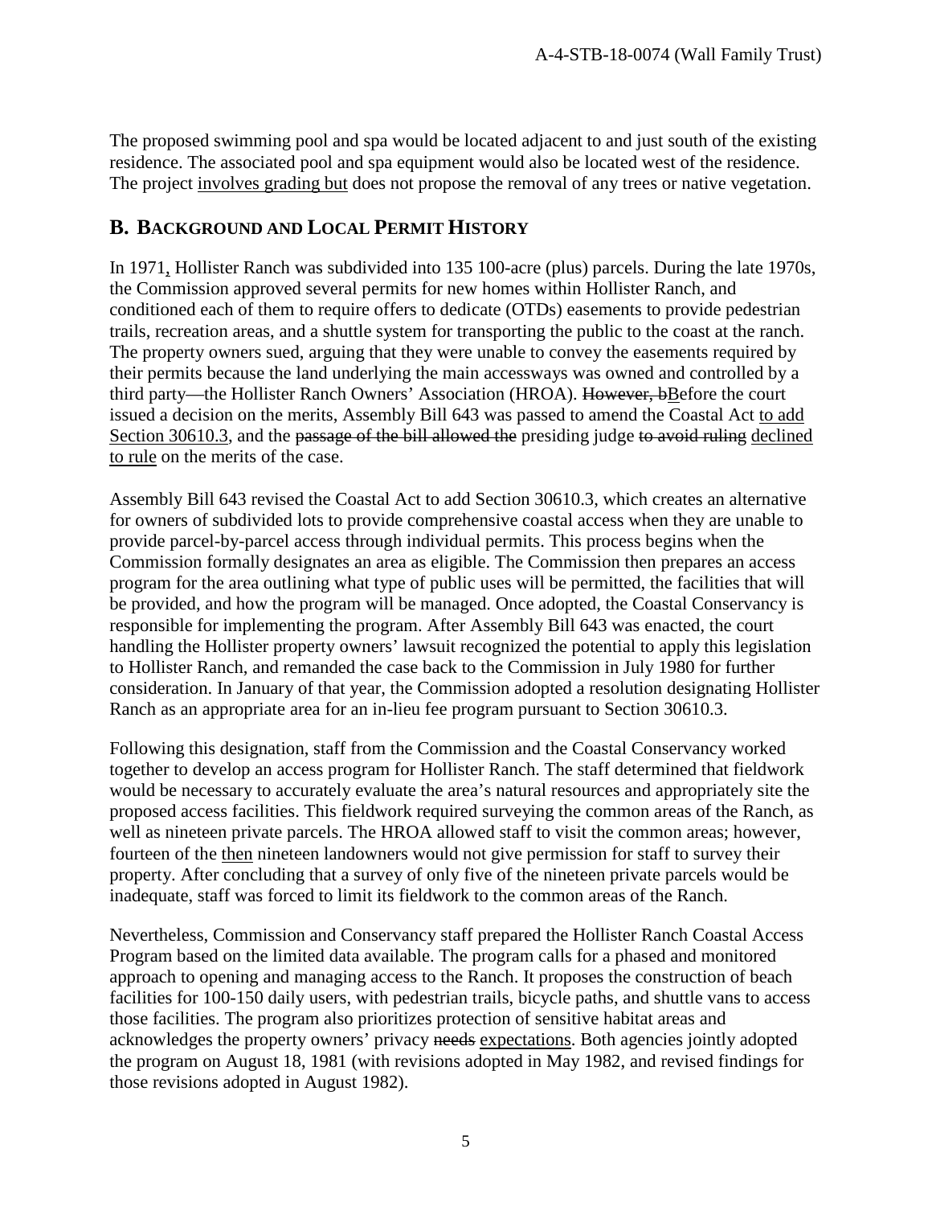The proposed swimming pool and spa would be located adjacent to and just south of the existing residence. The associated pool and spa equipment would also be located west of the residence. The project <u>involves grading but</u> does not propose the removal of any trees or native vegetation.

## B. Background and Local Permit History

In 1971<u>,</u> Hollister Ranch was subdivided into 135 100-acre (plus) parcels. During the late 1970s, the Commission approved several permits for new homes within Hollister Ranch, and conditioned each of them to require offers to dedicate (OTDs) easements to provide pedestrian trails, recreation areas, and a shuttle system for transporting the public to the coast at the ranch. The property owners sued, arguing that they were unable to convey the easements required by their permits because the land underlying the main accessways was owned and controlled by a third party—the Hollister Ranch Owners' Association (HROA). ~~However, b~~<u>B</u>efore the court issued a decision on the merits, Assembly Bill 643 was passed to amend the Coastal Act <u>to add Section 30610.3</u>, and the ~~passage of the bill allowed the~~ presiding judge ~~to avoid ruling~~ <u>declined to rule</u> on the merits of the case.

Assembly Bill 643 revised the Coastal Act to add Section 30610.3, which creates an alternative for owners of subdivided lots to provide comprehensive coastal access when they are unable to provide parcel-by-parcel access through individual permits. This process begins when the Commission formally designates an area as eligible. The Commission then prepares an access program for the area outlining what type of public uses will be permitted, the facilities that will be provided, and how the program will be managed. Once adopted, the Coastal Conservancy is responsible for implementing the program. After Assembly Bill 643 was enacted, the court handling the Hollister property owners' lawsuit recognized the potential to apply this legislation to Hollister Ranch, and remanded the case back to the Commission in July 1980 for further consideration. In January of that year, the Commission adopted a resolution designating Hollister Ranch as an appropriate area for an in-lieu fee program pursuant to Section 30610.3.

Following this designation, staff from the Commission and the Coastal Conservancy worked together to develop an access program for Hollister Ranch. The staff determined that fieldwork would be necessary to accurately evaluate the area's natural resources and appropriately site the proposed access facilities. This fieldwork required surveying the common areas of the Ranch, as well as nineteen private parcels. The HROA allowed staff to visit the common areas; however, fourteen of the <u>then</u> nineteen landowners would not give permission for staff to survey their property. After concluding that a survey of only five of the nineteen private parcels would be inadequate, staff was forced to limit its fieldwork to the common areas of the Ranch.

Nevertheless, Commission and Conservancy staff prepared the Hollister Ranch Coastal Access Program based on the limited data available. The program calls for a phased and monitored approach to opening and managing access to the Ranch. It proposes the construction of beach facilities for 100-150 daily users, with pedestrian trails, bicycle paths, and shuttle vans to access those facilities. The program also prioritizes protection of sensitive habitat areas and acknowledges the property owners' privacy ~~needs~~ <u>expectations</u>. Both agencies jointly adopted the program on August 18, 1981 (with revisions adopted in May 1982, and revised findings for those revisions adopted in August 1982).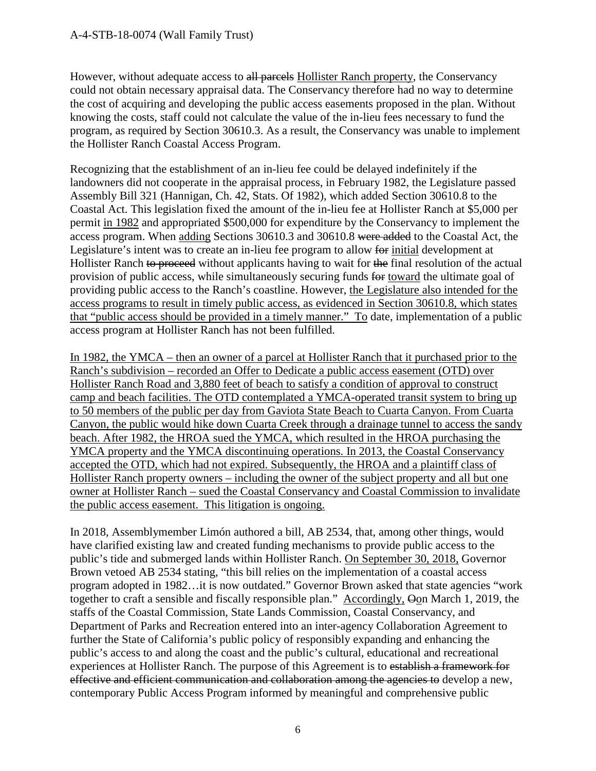However, without adequate access to ~~all parcels~~ <u>Hollister Ranch property</u>, the Conservancy could not obtain necessary appraisal data. The Conservancy therefore had no way to determine the cost of acquiring and developing the public access easements proposed in the plan. Without knowing the costs, staff could not calculate the value of the in-lieu fees necessary to fund the program, as required by Section 30610.3. As a result, the Conservancy was unable to implement the Hollister Ranch Coastal Access Program.

Recognizing that the establishment of an in-lieu fee could be delayed indefinitely if the landowners did not cooperate in the appraisal process, in February 1982, the Legislature passed Assembly Bill 321 (Hannigan, Ch. 42, Stats. Of 1982), which added Section 30610.8 to the Coastal Act. This legislation fixed the amount of the in-lieu fee at Hollister Ranch at $5,000 per permit <u>in 1982</u> and appropriated $500,000 for expenditure by the Conservancy to implement the access program. When <u>adding</u> Sections 30610.3 and 30610.8 ~~were added~~ to the Coastal Act, the Legislature's intent was to create an in-lieu fee program to allow ~~for~~ <u>initial</u> development at Hollister Ranch ~~to proceed~~ without applicants having to wait for ~~the~~ final resolution of the actual provision of public access, while simultaneously securing funds ~~for~~ <u>toward</u> the ultimate goal of providing public access to the Ranch's coastline. However, <u>the Legislature also intended for the access programs to result in timely public access, as evidenced in Section 30610.8, which states that "public access should be provided in a timely manner." To</u> date, implementation of a public access program at Hollister Ranch has not been fulfilled.

<u>In 1982, the YMCA – then an owner of a parcel at Hollister Ranch that it purchased prior to the Ranch's subdivision – recorded an Offer to Dedicate a public access easement (OTD) over Hollister Ranch Road and 3,880 feet of beach to satisfy a condition of approval to construct camp and beach facilities. The OTD contemplated a YMCA-operated transit system to bring up to 50 members of the public per day from Gaviota State Beach to Cuarta Canyon. From Cuarta Canyon, the public would hike down Cuarta Creek through a drainage tunnel to access the sandy beach. After 1982, the HROA sued the YMCA, which resulted in the HROA purchasing the YMCA property and the YMCA discontinuing operations. In 2013, the Coastal Conservancy accepted the OTD, which had not expired. Subsequently, the HROA and a plaintiff class of Hollister Ranch property owners – including the owner of the subject property and all but one owner at Hollister Ranch – sued the Coastal Conservancy and Coastal Commission to invalidate the public access easement. This litigation is ongoing.</u>

In 2018, Assemblymember Limón authored a bill, AB 2534, that, among other things, would have clarified existing law and created funding mechanisms to provide public access to the public's tide and submerged lands within Hollister Ranch. <u>On September 30, 2018,</u> Governor Brown vetoed AB 2534 stating, "this bill relies on the implementation of a coastal access program adopted in 1982…it is now outdated." Governor Brown asked that state agencies "work together to craft a sensible and fiscally responsible plan." <u>Accordingly,</u> ~~O~~<u>o</u>n March 1, 2019, the staffs of the Coastal Commission, State Lands Commission, Coastal Conservancy, and Department of Parks and Recreation entered into an inter-agency Collaboration Agreement to further the State of California's public policy of responsibly expanding and enhancing the public's access to and along the coast and the public's cultural, educational and recreational experiences at Hollister Ranch. The purpose of this Agreement is to ~~establish a framework for effective and efficient communication and collaboration among the agencies to~~ develop a new, contemporary Public Access Program informed by meaningful and comprehensive public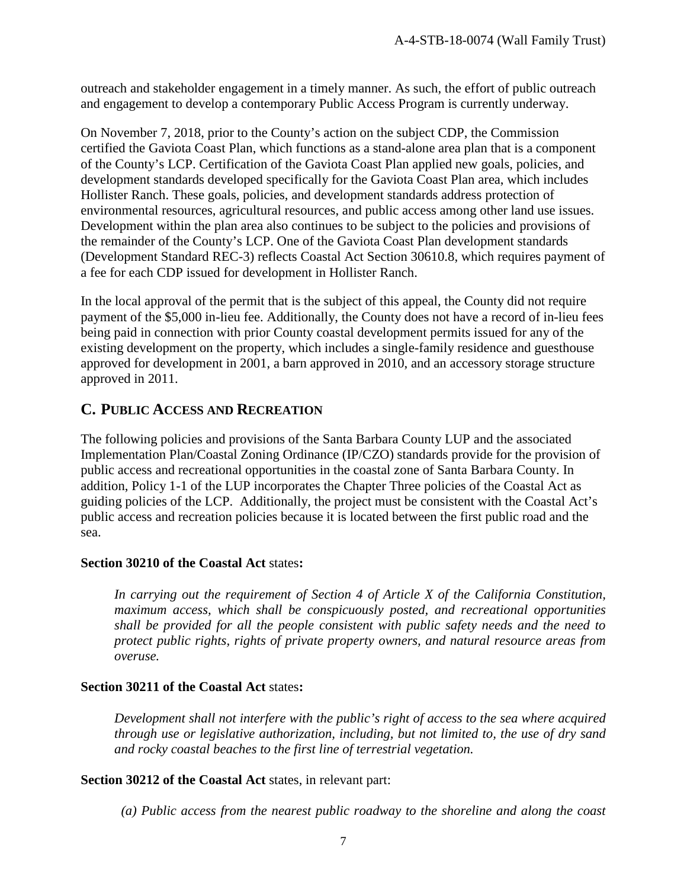outreach and stakeholder engagement in a timely manner. As such, the effort of public outreach and engagement to develop a contemporary Public Access Program is currently underway.

On November 7, 2018, prior to the County's action on the subject CDP, the Commission certified the Gaviota Coast Plan, which functions as a stand-alone area plan that is a component of the County's LCP. Certification of the Gaviota Coast Plan applied new goals, policies, and development standards developed specifically for the Gaviota Coast Plan area, which includes Hollister Ranch. These goals, policies, and development standards address protection of environmental resources, agricultural resources, and public access among other land use issues. Development within the plan area also continues to be subject to the policies and provisions of the remainder of the County's LCP. One of the Gaviota Coast Plan development standards (Development Standard REC-3) reflects Coastal Act Section 30610.8, which requires payment of a fee for each CDP issued for development in Hollister Ranch.

In the local approval of the permit that is the subject of this appeal, the County did not require payment of the $5,000 in-lieu fee. Additionally, the County does not have a record of in-lieu fees being paid in connection with prior County coastal development permits issued for any of the existing development on the property, which includes a single-family residence and guesthouse approved for development in 2001, a barn approved in 2010, and an accessory storage structure approved in 2011.

## C. PUBLIC ACCESS AND RECREATION

The following policies and provisions of the Santa Barbara County LUP and the associated Implementation Plan/Coastal Zoning Ordinance (IP/CZO) standards provide for the provision of public access and recreational opportunities in the coastal zone of Santa Barbara County. In addition, Policy 1-1 of the LUP incorporates the Chapter Three policies of the Coastal Act as guiding policies of the LCP. Additionally, the project must be consistent with the Coastal Act's public access and recreation policies because it is located between the first public road and the sea.

**Section 30210 of the Coastal Act** states**:**

> *In carrying out the requirement of Section 4 of Article X of the California Constitution, maximum access, which shall be conspicuously posted, and recreational opportunities shall be provided for all the people consistent with public safety needs and the need to protect public rights, rights of private property owners, and natural resource areas from overuse.*

**Section 30211 of the Coastal Act** states**:**

> *Development shall not interfere with the public's right of access to the sea where acquired through use or legislative authorization, including, but not limited to, the use of dry sand and rocky coastal beaches to the first line of terrestrial vegetation.*

**Section 30212 of the Coastal Act** states, in relevant part:

> *(a) Public access from the nearest public roadway to the shoreline and along the coast*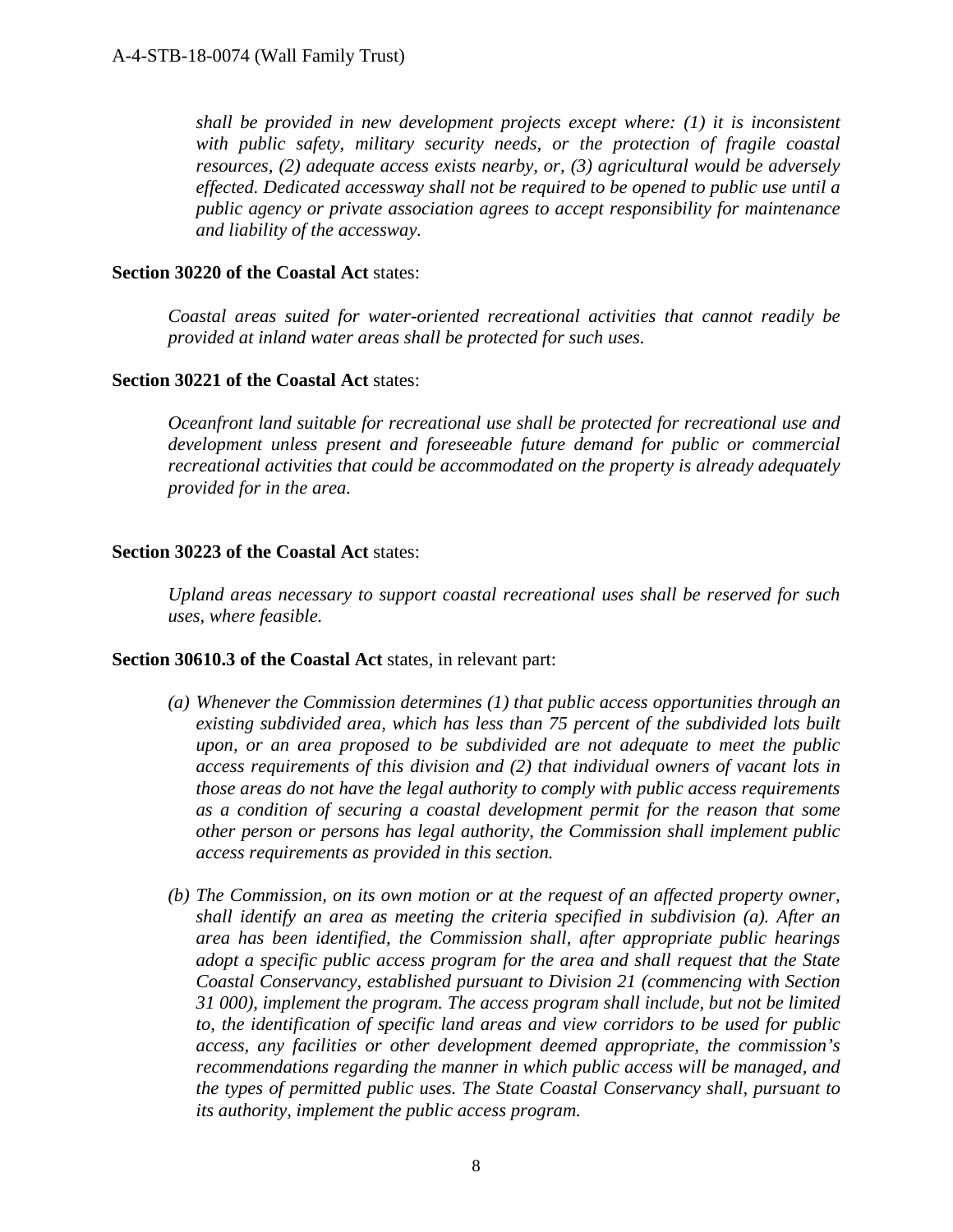*shall be provided in new development projects except where: (1) it is inconsistent with public safety, military security needs, or the protection of fragile coastal resources, (2) adequate access exists nearby, or, (3) agricultural would be adversely effected. Dedicated accessway shall not be required to be opened to public use until a public agency or private association agrees to accept responsibility for maintenance and liability of the accessway.*

**Section 30220 of the Coastal Act** states:

*Coastal areas suited for water-oriented recreational activities that cannot readily be provided at inland water areas shall be protected for such uses.*

**Section 30221 of the Coastal Act** states:

*Oceanfront land suitable for recreational use shall be protected for recreational use and development unless present and foreseeable future demand for public or commercial recreational activities that could be accommodated on the property is already adequately provided for in the area.*

**Section 30223 of the Coastal Act** states:

*Upland areas necessary to support coastal recreational uses shall be reserved for such uses, where feasible.*

**Section 30610.3 of the Coastal Act** states, in relevant part:

*(a) Whenever the Commission determines (1) that public access opportunities through an existing subdivided area, which has less than 75 percent of the subdivided lots built upon, or an area proposed to be subdivided are not adequate to meet the public access requirements of this division and (2) that individual owners of vacant lots in those areas do not have the legal authority to comply with public access requirements as a condition of securing a coastal development permit for the reason that some other person or persons has legal authority, the Commission shall implement public access requirements as provided in this section.*

*(b) The Commission, on its own motion or at the request of an affected property owner, shall identify an area as meeting the criteria specified in subdivision (a). After an area has been identified, the Commission shall, after appropriate public hearings adopt a specific public access program for the area and shall request that the State Coastal Conservancy, established pursuant to Division 21 (commencing with Section 31 000), implement the program. The access program shall include, but not be limited to, the identification of specific land areas and view corridors to be used for public access, any facilities or other development deemed appropriate, the commission's recommendations regarding the manner in which public access will be managed, and the types of permitted public uses. The State Coastal Conservancy shall, pursuant to its authority, implement the public access program.*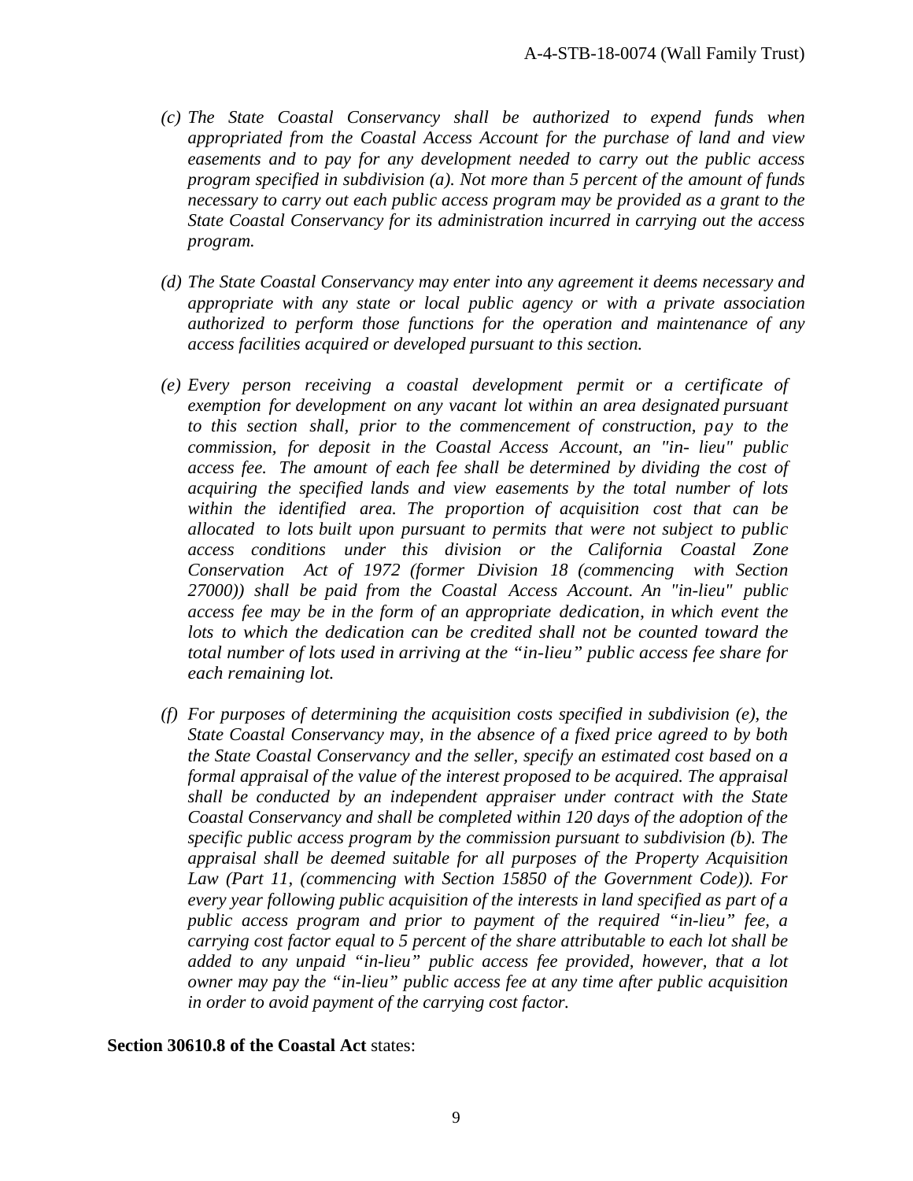*(c) The State Coastal Conservancy shall be authorized to expend funds when appropriated from the Coastal Access Account for the purchase of land and view easements and to pay for any development needed to carry out the public access program specified in subdivision (a). Not more than 5 percent of the amount of funds necessary to carry out each public access program may be provided as a grant to the State Coastal Conservancy for its administration incurred in carrying out the access program.*

*(d) The State Coastal Conservancy may enter into any agreement it deems necessary and appropriate with any state or local public agency or with a private association authorized to perform those functions for the operation and maintenance of any access facilities acquired or developed pursuant to this section.*

*(e) Every person receiving a coastal development permit or a certificate of exemption for development on any vacant lot within an area designated pursuant to this section shall, prior to the commencement of construction, pay to the commission, for deposit in the Coastal Access Account, an "in- lieu" public access fee. The amount of each fee shall be determined by dividing the cost of acquiring the specified lands and view easements by the total number of lots within the identified area. The proportion of acquisition cost that can be allocated to lots built upon pursuant to permits that were not subject to public access conditions under this division or the California Coastal Zone Conservation Act of 1972 (former Division 18 (commencing with Section 27000)) shall be paid from the Coastal Access Account. An "in-lieu" public access fee may be in the form of an appropriate dedication, in which event the lots to which the dedication can be credited shall not be counted toward the total number of lots used in arriving at the "in-lieu" public access fee share for each remaining lot.*

*(f) For purposes of determining the acquisition costs specified in subdivision (e), the State Coastal Conservancy may, in the absence of a fixed price agreed to by both the State Coastal Conservancy and the seller, specify an estimated cost based on a formal appraisal of the value of the interest proposed to be acquired. The appraisal shall be conducted by an independent appraiser under contract with the State Coastal Conservancy and shall be completed within 120 days of the adoption of the specific public access program by the commission pursuant to subdivision (b). The appraisal shall be deemed suitable for all purposes of the Property Acquisition Law (Part 11, (commencing with Section 15850 of the Government Code)). For every year following public acquisition of the interests in land specified as part of a public access program and prior to payment of the required "in-lieu" fee, a carrying cost factor equal to 5 percent of the share attributable to each lot shall be added to any unpaid "in-lieu" public access fee provided, however, that a lot owner may pay the "in-lieu" public access fee at any time after public acquisition in order to avoid payment of the carrying cost factor.*

**Section 30610.8 of the Coastal Act** states: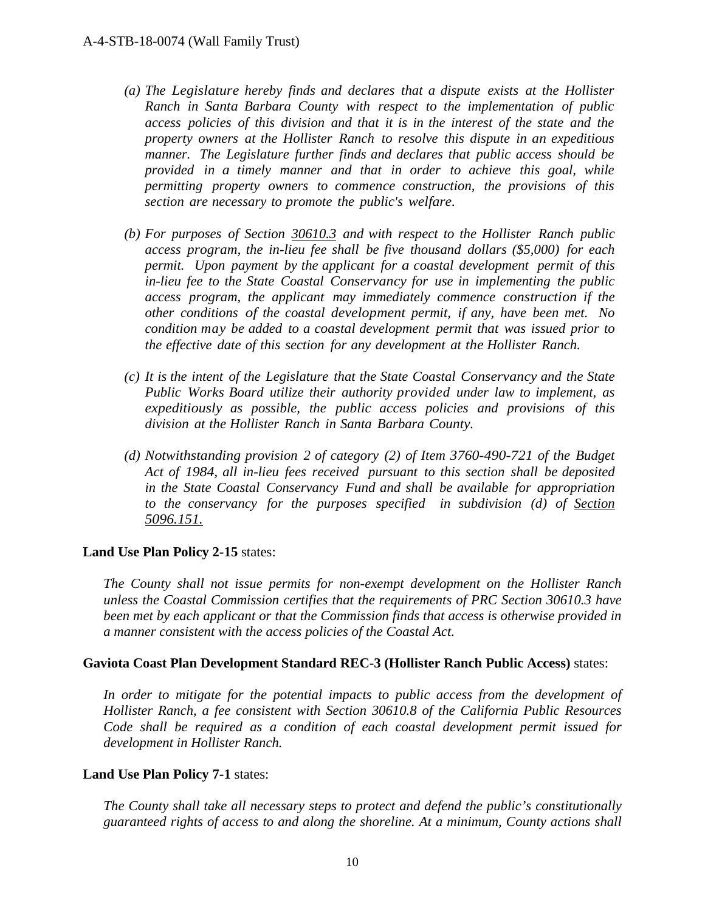*(a) The Legislature hereby finds and declares that a dispute exists at the Hollister Ranch in Santa Barbara County with respect to the implementation of public access policies of this division and that it is in the interest of the state and the property owners at the Hollister Ranch to resolve this dispute in an expeditious manner. The Legislature further finds and declares that public access should be provided in a timely manner and that in order to achieve this goal, while permitting property owners to commence construction, the provisions of this section are necessary to promote the public's welfare.*

*(b) For purposes of Section 30610.3 and with respect to the Hollister Ranch public access program, the in-lieu fee shall be five thousand dollars ($5,000) for each permit. Upon payment by the applicant for a coastal development permit of this in-lieu fee to the State Coastal Conservancy for use in implementing the public access program, the applicant may immediately commence construction if the other conditions of the coastal development permit, if any, have been met. No condition may be added to a coastal development permit that was issued prior to the effective date of this section for any development at the Hollister Ranch.*

*(c) It is the intent of the Legislature that the State Coastal Conservancy and the State Public Works Board utilize their authority provided under law to implement, as expeditiously as possible, the public access policies and provisions of this division at the Hollister Ranch in Santa Barbara County.*

*(d) Notwithstanding provision 2 of category (2) of Item 3760-490-721 of the Budget Act of 1984, all in-lieu fees received pursuant to this section shall be deposited in the State Coastal Conservancy Fund and shall be available for appropriation to the conservancy for the purposes specified in subdivision (d) of Section 5096.151.*

**Land Use Plan Policy 2-15** states:

*The County shall not issue permits for non-exempt development on the Hollister Ranch unless the Coastal Commission certifies that the requirements of PRC Section 30610.3 have been met by each applicant or that the Commission finds that access is otherwise provided in a manner consistent with the access policies of the Coastal Act.*

**Gaviota Coast Plan Development Standard REC-3 (Hollister Ranch Public Access)** states:

*In order to mitigate for the potential impacts to public access from the development of Hollister Ranch, a fee consistent with Section 30610.8 of the California Public Resources Code shall be required as a condition of each coastal development permit issued for development in Hollister Ranch.*

**Land Use Plan Policy 7-1** states:

*The County shall take all necessary steps to protect and defend the public's constitutionally guaranteed rights of access to and along the shoreline. At a minimum, County actions shall*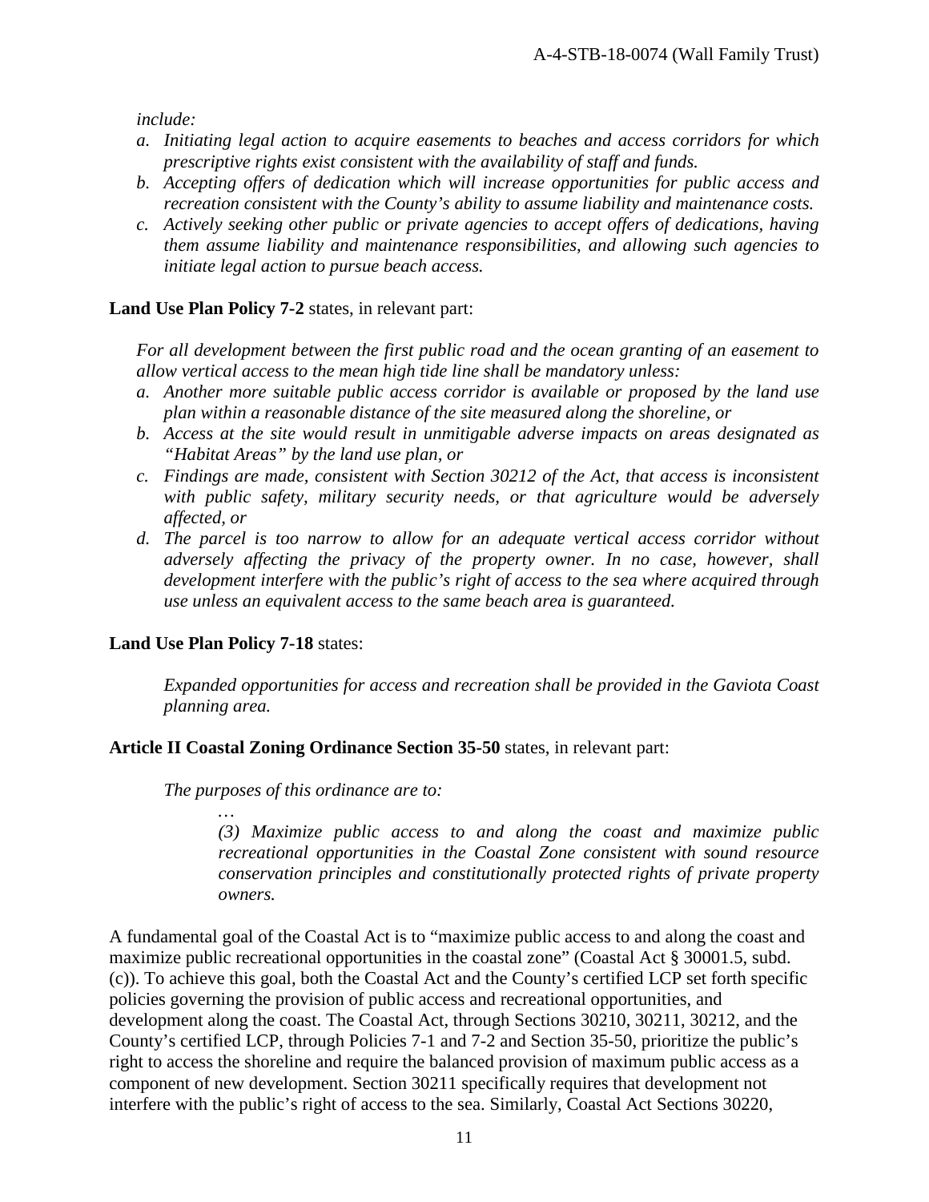*include:*

- *a. Initiating legal action to acquire easements to beaches and access corridors for which prescriptive rights exist consistent with the availability of staff and funds.*
- *b. Accepting offers of dedication which will increase opportunities for public access and recreation consistent with the County's ability to assume liability and maintenance costs.*
- *c. Actively seeking other public or private agencies to accept offers of dedications, having them assume liability and maintenance responsibilities, and allowing such agencies to initiate legal action to pursue beach access.*

**Land Use Plan Policy 7-2** states, in relevant part:

> *For all development between the first public road and the ocean granting of an easement to allow vertical access to the mean high tide line shall be mandatory unless:*
>
> - *a. Another more suitable public access corridor is available or proposed by the land use plan within a reasonable distance of the site measured along the shoreline, or*
> - *b. Access at the site would result in unmitigable adverse impacts on areas designated as "Habitat Areas" by the land use plan, or*
> - *c. Findings are made, consistent with Section 30212 of the Act, that access is inconsistent with public safety, military security needs, or that agriculture would be adversely affected, or*
> - *d. The parcel is too narrow to allow for an adequate vertical access corridor without adversely affecting the privacy of the property owner. In no case, however, shall development interfere with the public's right of access to the sea where acquired through use unless an equivalent access to the same beach area is guaranteed.*

**Land Use Plan Policy 7-18** states:

> *Expanded opportunities for access and recreation shall be provided in the Gaviota Coast planning area.*

**Article II Coastal Zoning Ordinance Section 35-50** states, in relevant part:

> *The purposes of this ordinance are to:*
>
> > *…*
> >
> > *(3) Maximize public access to and along the coast and maximize public recreational opportunities in the Coastal Zone consistent with sound resource conservation principles and constitutionally protected rights of private property owners.*

A fundamental goal of the Coastal Act is to "maximize public access to and along the coast and maximize public recreational opportunities in the coastal zone" (Coastal Act § 30001.5, subd. (c)). To achieve this goal, both the Coastal Act and the County's certified LCP set forth specific policies governing the provision of public access and recreational opportunities, and development along the coast. The Coastal Act, through Sections 30210, 30211, 30212, and the County's certified LCP, through Policies 7-1 and 7-2 and Section 35-50, prioritize the public's right to access the shoreline and require the balanced provision of maximum public access as a component of new development. Section 30211 specifically requires that development not interfere with the public's right of access to the sea. Similarly, Coastal Act Sections 30220,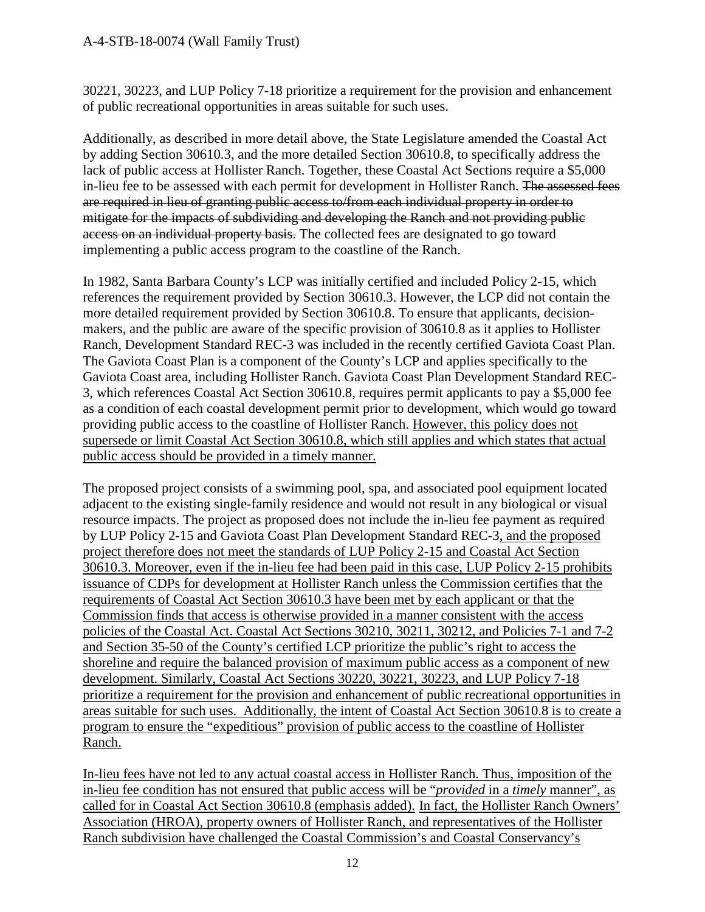30221, 30223, and LUP Policy 7-18 prioritize a requirement for the provision and enhancement of public recreational opportunities in areas suitable for such uses.

Additionally, as described in more detail above, the State Legislature amended the Coastal Act by adding Section 30610.3, and the more detailed Section 30610.8, to specifically address the lack of public access at Hollister Ranch. Together, these Coastal Act Sections require a $5,000 in-lieu fee to be assessed with each permit for development in Hollister Ranch. ~~The assessed fees are required in lieu of granting public access to/from each individual property in order to mitigate for the impacts of subdividing and developing the Ranch and not providing public access on an individual property basis.~~ The collected fees are designated to go toward implementing a public access program to the coastline of the Ranch.

In 1982, Santa Barbara County's LCP was initially certified and included Policy 2-15, which references the requirement provided by Section 30610.3. However, the LCP did not contain the more detailed requirement provided by Section 30610.8. To ensure that applicants, decision-makers, and the public are aware of the specific provision of 30610.8 as it applies to Hollister Ranch, Development Standard REC-3 was included in the recently certified Gaviota Coast Plan. The Gaviota Coast Plan is a component of the County's LCP and applies specifically to the Gaviota Coast area, including Hollister Ranch. Gaviota Coast Plan Development Standard REC-3, which references Coastal Act Section 30610.8, requires permit applicants to pay a $5,000 fee as a condition of each coastal development permit prior to development, which would go toward providing public access to the coastline of Hollister Ranch. <u>However, this policy does not supersede or limit Coastal Act Section 30610.8, which still applies and which states that actual public access should be provided in a timely manner.</u>

The proposed project consists of a swimming pool, spa, and associated pool equipment located adjacent to the existing single-family residence and would not result in any biological or visual resource impacts. The project as proposed does not include the in-lieu fee payment as required by LUP Policy 2-15 and Gaviota Coast Plan Development Standard REC-3<u>, and the proposed project therefore does not meet the standards of LUP Policy 2-15 and Coastal Act Section 30610.3. Moreover, even if the in-lieu fee had been paid in this case, LUP Policy 2-15 prohibits issuance of CDPs for development at Hollister Ranch unless the Commission certifies that the requirements of Coastal Act Section 30610.3 have been met by each applicant or that the Commission finds that access is otherwise provided in a manner consistent with the access policies of the Coastal Act. Coastal Act Sections 30210, 30211, 30212, and Policies 7-1 and 7-2 and Section 35-50 of the County's certified LCP prioritize the public's right to access the shoreline and require the balanced provision of maximum public access as a component of new development. Similarly, Coastal Act Sections 30220, 30221, 30223, and LUP Policy 7-18 prioritize a requirement for the provision and enhancement of public recreational opportunities in areas suitable for such uses. Additionally, the intent of Coastal Act Section 30610.8 is to create a program to ensure the "expeditious" provision of public access to the coastline of Hollister Ranch.</u>

<u>In-lieu fees have not led to any actual coastal access in Hollister Ranch. Thus, imposition of the in-lieu fee condition has not ensured that public access will be "*provided* in a *timely* manner", as called for in Coastal Act Section 30610.8 (emphasis added). In fact, the Hollister Ranch Owners' Association (HROA), property owners of Hollister Ranch, and representatives of the Hollister Ranch subdivision have challenged the Coastal Commission's and Coastal Conservancy's</u>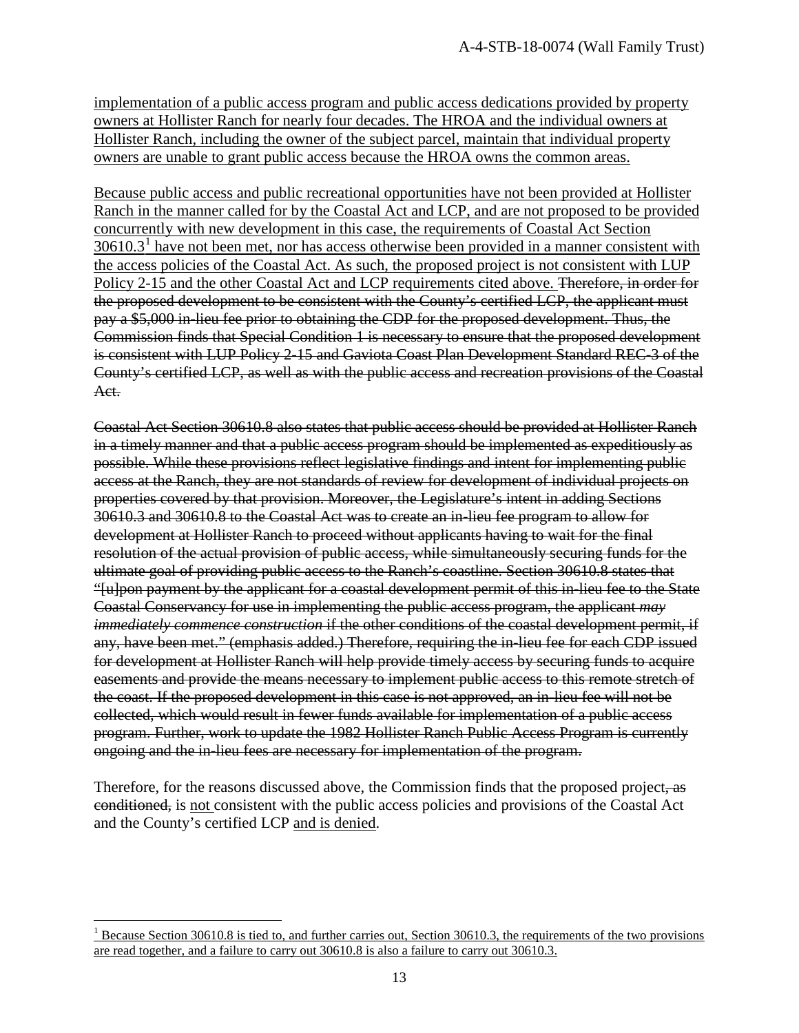<u>implementation of a public access program and public access dedications provided by property owners at Hollister Ranch for nearly four decades. The HROA and the individual owners at Hollister Ranch, including the owner of the subject parcel, maintain that individual property owners are unable to grant public access because the HROA owns the common areas.</u>

<u>Because public access and public recreational opportunities have not been provided at Hollister Ranch in the manner called for by the Coastal Act and LCP, and are not proposed to be provided concurrently with new development in this case, the requirements of Coastal Act Section 30610.3[1] have not been met, nor has access otherwise been provided in a manner consistent with the access policies of the Coastal Act. As such, the proposed project is not consistent with LUP Policy 2-15 and the other Coastal Act and LCP requirements cited above.</u> ~~Therefore, in order for the proposed development to be consistent with the County's certified LCP, the applicant must pay a $5,000 in-lieu fee prior to obtaining the CDP for the proposed development. Thus, the Commission finds that Special Condition 1 is necessary to ensure that the proposed development is consistent with LUP Policy 2-15 and Gaviota Coast Plan Development Standard REC-3 of the County's certified LCP, as well as with the public access and recreation provisions of the Coastal Act.~~

~~Coastal Act Section 30610.8 also states that public access should be provided at Hollister Ranch in a timely manner and that a public access program should be implemented as expeditiously as possible. While these provisions reflect legislative findings and intent for implementing public access at the Ranch, they are not standards of review for development of individual projects on properties covered by that provision. Moreover, the Legislature's intent in adding Sections 30610.3 and 30610.8 to the Coastal Act was to create an in-lieu fee program to allow for development at Hollister Ranch to proceed without applicants having to wait for the final resolution of the actual provision of public access, while simultaneously securing funds for the ultimate goal of providing public access to the Ranch's coastline. Section 30610.8 states that "[u]pon payment by the applicant for a coastal development permit of this in-lieu fee to the State Coastal Conservancy for use in implementing the public access program, the applicant *may immediately commence construction* if the other conditions of the coastal development permit, if any, have been met." (emphasis added.) Therefore, requiring the in-lieu fee for each CDP issued for development at Hollister Ranch will help provide timely access by securing funds to acquire easements and provide the means necessary to implement public access to this remote stretch of the coast. If the proposed development in this case is not approved, an in-lieu fee will not be collected, which would result in fewer funds available for implementation of a public access program. Further, work to update the 1982 Hollister Ranch Public Access Program is currently ongoing and the in-lieu fees are necessary for implementation of the program.~~

Therefore, for the reasons discussed above, the Commission finds that the proposed project~~, as conditioned,~~ is <u>not</u> consistent with the public access policies and provisions of the Coastal Act and the County's certified LCP <u>and is denied</u>.

---

[1] <u>Because Section 30610.8 is tied to, and further carries out, Section 30610.3, the requirements of the two provisions are read together, and a failure to carry out 30610.8 is also a failure to carry out 30610.3.</u>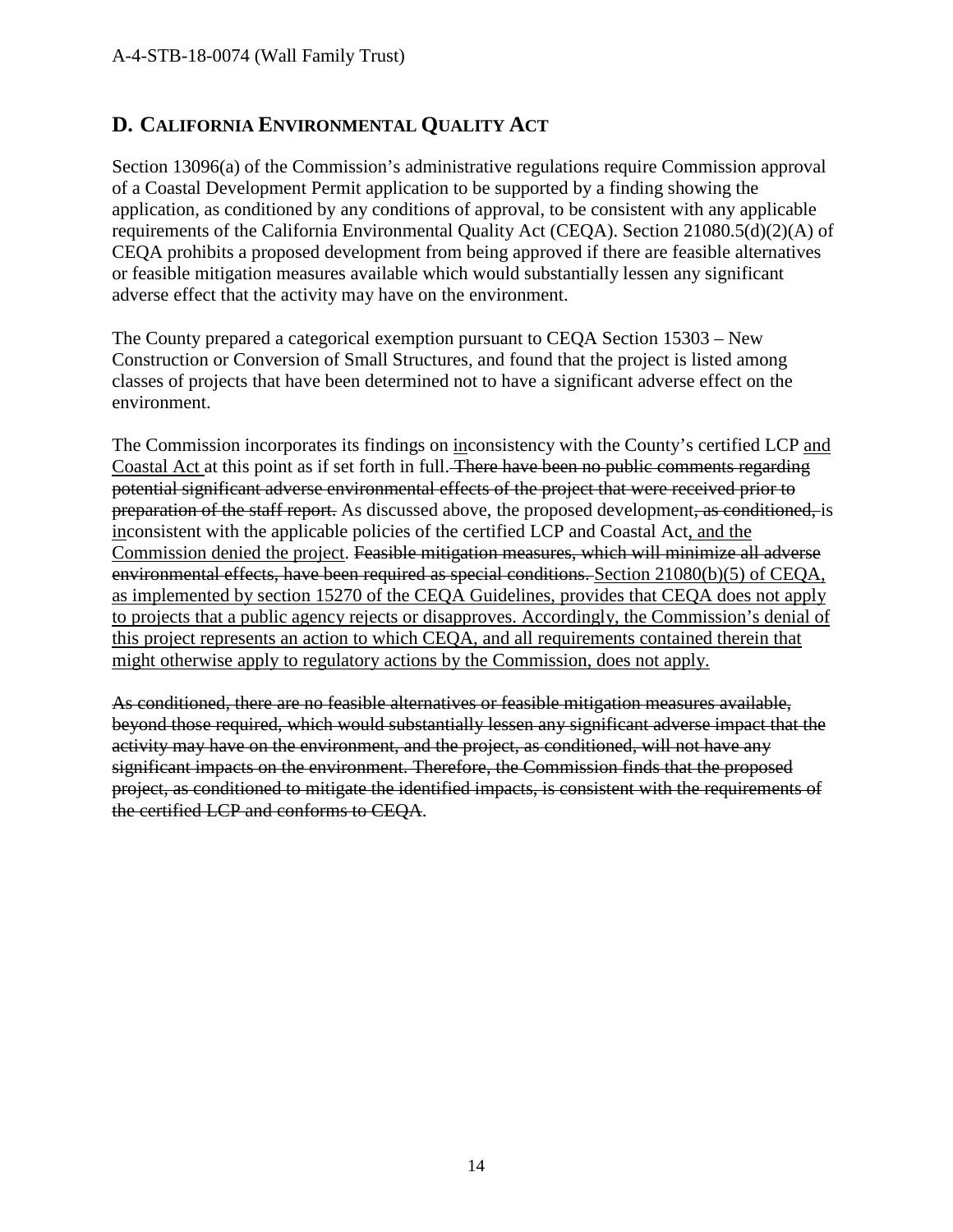## D. CALIFORNIA ENVIRONMENTAL QUALITY ACT

Section 13096(a) of the Commission's administrative regulations require Commission approval of a Coastal Development Permit application to be supported by a finding showing the application, as conditioned by any conditions of approval, to be consistent with any applicable requirements of the California Environmental Quality Act (CEQA). Section 21080.5(d)(2)(A) of CEQA prohibits a proposed development from being approved if there are feasible alternatives or feasible mitigation measures available which would substantially lessen any significant adverse effect that the activity may have on the environment.

The County prepared a categorical exemption pursuant to CEQA Section 15303 – New Construction or Conversion of Small Structures, and found that the project is listed among classes of projects that have been determined not to have a significant adverse effect on the environment.

The Commission incorporates its findings on <u>in</u>consistency with the County's certified LCP <u>and Coastal Act</u> at this point as if set forth in full. ~~There have been no public comments regarding potential significant adverse environmental effects of the project that were received prior to preparation of the staff report.~~ As discussed above, the proposed development~~, as conditioned,~~ is <u>in</u>consistent with the applicable policies of the certified LCP and Coastal Act<u>, and the Commission denied the project</u>. ~~Feasible mitigation measures, which will minimize all adverse environmental effects, have been required as special conditions.~~ <u>Section 21080(b)(5) of CEQA, as implemented by section 15270 of the CEQA Guidelines, provides that CEQA does not apply to projects that a public agency rejects or disapproves. Accordingly, the Commission's denial of this project represents an action to which CEQA, and all requirements contained therein that might otherwise apply to regulatory actions by the Commission, does not apply.</u>

~~As conditioned, there are no feasible alternatives or feasible mitigation measures available, beyond those required, which would substantially lessen any significant adverse impact that the activity may have on the environment, and the project, as conditioned, will not have any significant impacts on the environment. Therefore, the Commission finds that the proposed project, as conditioned to mitigate the identified impacts, is consistent with the requirements of the certified LCP and conforms to CEQA.~~